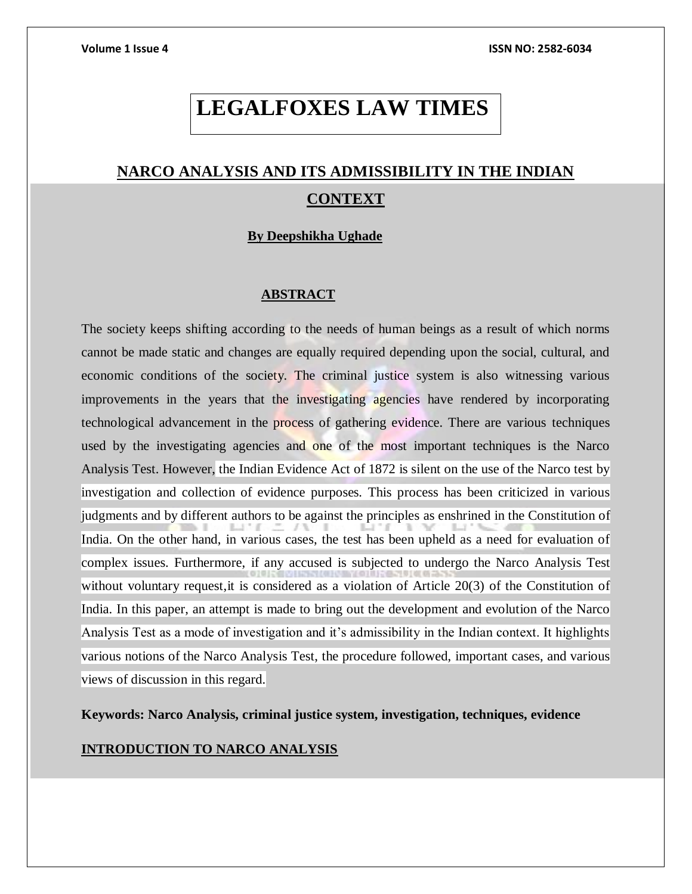# LEGALFOXES LAW TIMES

## NARCO ANALYSIS AND ITS ADMISSIBILITY IN THE INDIAN CONTEXT

**By Deepshikha Ughade**

### ABSTRACT

The society keeps shifting according to the needs of human beings as a result of which norms cannot be made static and changes are equally required depending upon the social, cultural, and economic conditions of the society. The criminal justice system is also witnessing various improvements in the years that the investigating agencies have rendered by incorporating technological advancement in the process of gathering evidence. There are various techniques used by the investigating agencies and one of the most important techniques is the Narco Analysis Test. However, the Indian Evidence Act of 1872 is silent on the use of the Narco test by investigation and collection of evidence purposes. This process has been criticized in various judgments and by different authors to be against the principles as enshrined in the Constitution of India. On the other hand, in various cases, the test has been upheld as a need for evaluation of complex issues. Furthermore, if any accused is subjected to undergo the Narco Analysis Test without voluntary request,it is considered as a violation of Article 20(3) of the Constitution of India. In this paper, an attempt is made to bring out the development and evolution of the Narco Analysis Test as a mode of investigation and it's admissibility in the Indian context. It highlights various notions of the Narco Analysis Test, the procedure followed, important cases, and various views of discussion in this regard.

**Keywords: Narco Analysis, criminal justice system, investigation, techniques, evidence**

### INTRODUCTION TO NARCO ANALYSIS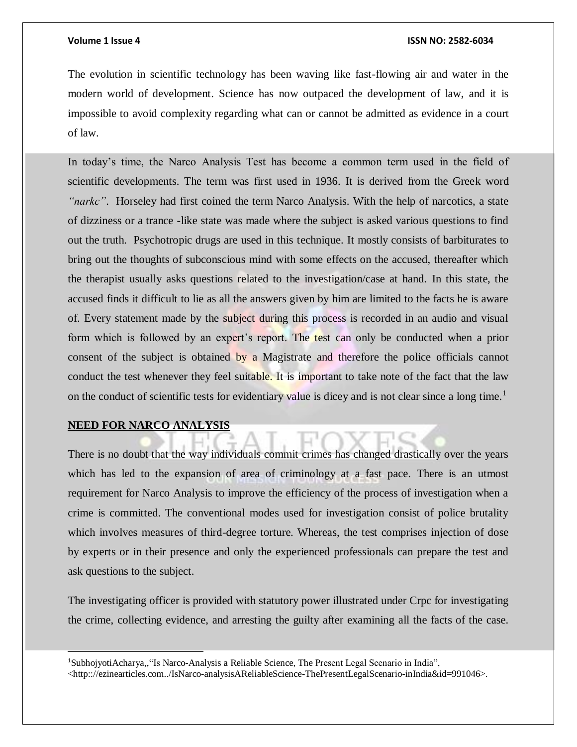The evolution in scientific technology has been waving like fast-flowing air and water in the modern world of development. Science has now outpaced the development of law, and it is impossible to avoid complexity regarding what can or cannot be admitted as evidence in a court of law.

In today's time, the Narco Analysis Test has become a common term used in the field of scientific developments. The term was first used in 1936. It is derived from the Greek word *"narkc"*. Horseley had first coined the term Narco Analysis. With the help of narcotics, a state of dizziness or a trance -like state was made where the subject is asked various questions to find out the truth. Psychotropic drugs are used in this technique. It mostly consists of barbiturates to bring out the thoughts of subconscious mind with some effects on the accused, thereafter which the therapist usually asks questions related to the investigation/case at hand. In this state, the accused finds it difficult to lie as all the answers given by him are limited to the facts he is aware of. Every statement made by the subject during this process is recorded in an audio and visual form which is followed by an expert's report. The test can only be conducted when a prior consent of the subject is obtained by a Magistrate and therefore the police officials cannot conduct the test whenever they feel suitable. It is important to take note of the fact that the law on the conduct of scientific tests for evidentiary value is dicey and is not clear since a long time.[1]

## NEED FOR NARCO ANALYSIS

There is no doubt that the way individuals commit crimes has changed drastically over the years which has led to the expansion of area of criminology at a fast pace. There is an utmost requirement for Narco Analysis to improve the efficiency of the process of investigation when a crime is committed. The conventional modes used for investigation consist of police brutality which involves measures of third-degree torture. Whereas, the test comprises injection of dose by experts or in their presence and only the experienced professionals can prepare the test and ask questions to the subject.

The investigating officer is provided with statutory power illustrated under Crpc for investigating the crime, collecting evidence, and arresting the guilty after examining all the facts of the case.

[1]SubhojyotiAcharya,,"Is Narco-Analysis a Reliable Science, The Present Legal Scenario in India", <http://ezinearticles.com../IsNarco-analysisAReliableScience-ThePresentLegalScenario-inIndia&id=991046>.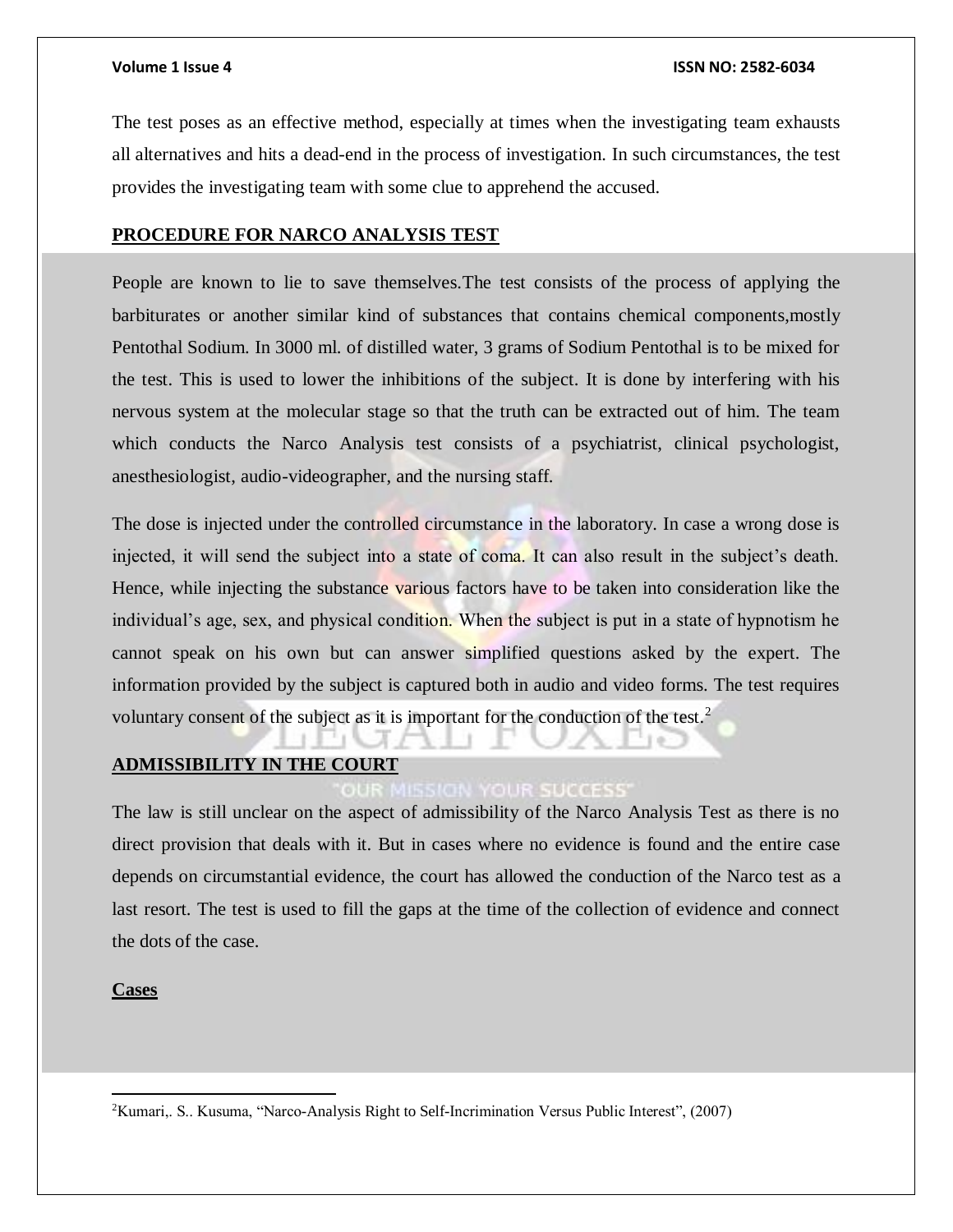The test poses as an effective method, especially at times when the investigating team exhausts all alternatives and hits a dead-end in the process of investigation. In such circumstances, the test provides the investigating team with some clue to apprehend the accused.

## PROCEDURE FOR NARCO ANALYSIS TEST

People are known to lie to save themselves.The test consists of the process of applying the barbiturates or another similar kind of substances that contains chemical components,mostly Pentothal Sodium. In 3000 ml. of distilled water, 3 grams of Sodium Pentothal is to be mixed for the test. This is used to lower the inhibitions of the subject. It is done by interfering with his nervous system at the molecular stage so that the truth can be extracted out of him. The team which conducts the Narco Analysis test consists of a psychiatrist, clinical psychologist, anesthesiologist, audio-videographer, and the nursing staff.

The dose is injected under the controlled circumstance in the laboratory. In case a wrong dose is injected, it will send the subject into a state of coma. It can also result in the subject's death. Hence, while injecting the substance various factors have to be taken into consideration like the individual's age, sex, and physical condition. When the subject is put in a state of hypnotism he cannot speak on his own but can answer simplified questions asked by the expert. The information provided by the subject is captured both in audio and video forms. The test requires voluntary consent of the subject as it is important for the conduction of the test.[2]

## ADMISSIBILITY IN THE COURT

The law is still unclear on the aspect of admissibility of the Narco Analysis Test as there is no direct provision that deals with it. But in cases where no evidence is found and the entire case depends on circumstantial evidence, the court has allowed the conduction of the Narco test as a last resort. The test is used to fill the gaps at the time of the collection of evidence and connect the dots of the case.

### Cases

---

[2] Kumari,. S.. Kusuma, "Narco-Analysis Right to Self-Incrimination Versus Public Interest", (2007)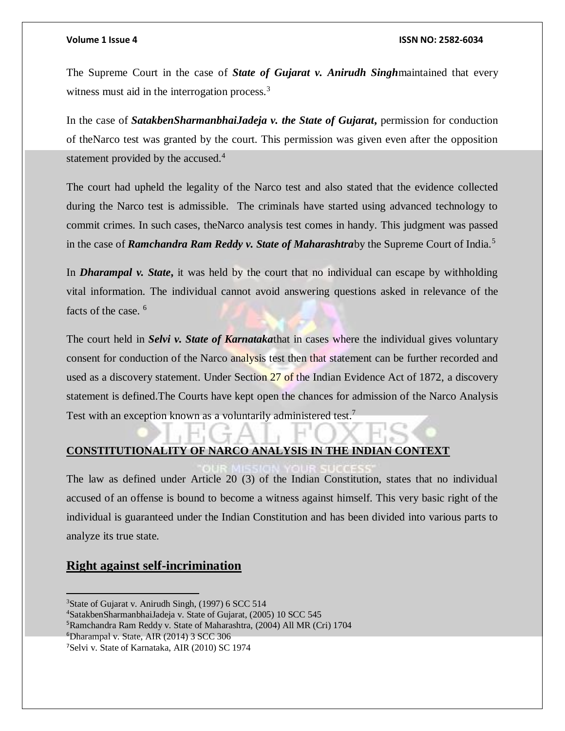The Supreme Court in the case of ***State of Gujarat v. Anirudh Singh***maintained that every witness must aid in the interrogation process.[3]

In the case of ***SatakbenSharmanbhaiJadeja v. the State of Gujarat*****,** permission for conduction of theNarco test was granted by the court. This permission was given even after the opposition statement provided by the accused.[4]

The court had upheld the legality of the Narco test and also stated that the evidence collected during the Narco test is admissible. The criminals have started using advanced technology to commit crimes. In such cases, theNarco analysis test comes in handy. This judgment was passed in the case of ***Ramchandra Ram Reddy v. State of Maharashtra***by the Supreme Court of India.[5]

In ***Dharampal v. State*****,** it was held by the court that no individual can escape by withholding vital information. The individual cannot avoid answering questions asked in relevance of the facts of the case. [6]

The court held in ***Selvi v. State of Karnataka***that in cases where the individual gives voluntary consent for conduction of the Narco analysis test then that statement can be further recorded and used as a discovery statement. Under Section 27 of the Indian Evidence Act of 1872, a discovery statement is defined.The Courts have kept open the chances for admission of the Narco Analysis Test with an exception known as a voluntarily administered test.[7]

## CONSTITUTIONALITY OF NARCO ANALYSIS IN THE INDIAN CONTEXT

The law as defined under Article 20 (3) of the Indian Constitution, states that no individual accused of an offense is bound to become a witness against himself. This very basic right of the individual is guaranteed under the Indian Constitution and has been divided into various parts to analyze its true state.

## Right against self-incrimination

---

[3]State of Gujarat v. Anirudh Singh, (1997) 6 SCC 514
[4]SatakbenSharmanbhaiJadeja v. State of Gujarat, (2005) 10 SCC 545
[5]Ramchandra Ram Reddy v. State of Maharashtra, (2004) All MR (Cri) 1704
[6]Dharampal v. State, AIR (2014) 3 SCC 306
[7]Selvi v. State of Karnataka, AIR (2010) SC 1974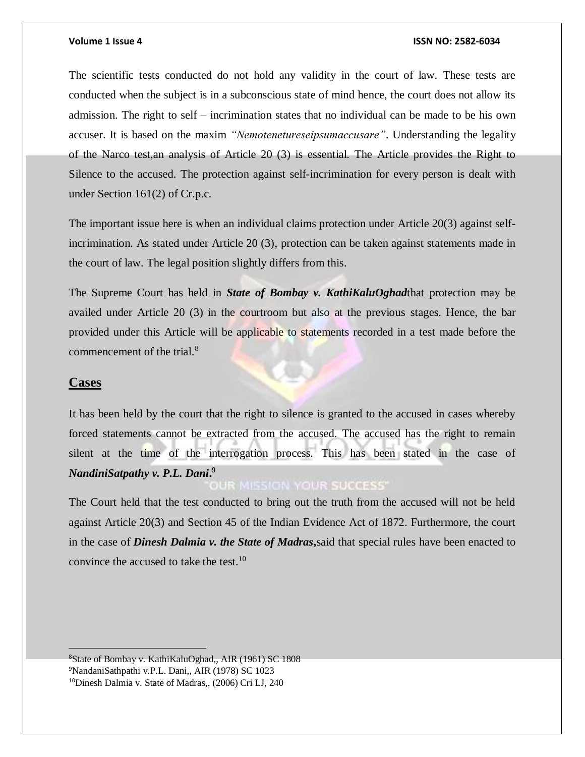The scientific tests conducted do not hold any validity in the court of law. These tests are conducted when the subject is in a subconscious state of mind hence, the court does not allow its admission. The right to self – incrimination states that no individual can be made to be his own accuser. It is based on the maxim *"Nemotenetureseipsumaccusare"*. Understanding the legality of the Narco test,an analysis of Article 20 (3) is essential. The Article provides the Right to Silence to the accused. The protection against self-incrimination for every person is dealt with under Section 161(2) of Cr.p.c.

The important issue here is when an individual claims protection under Article 20(3) against self-incrimination. As stated under Article 20 (3), protection can be taken against statements made in the court of law. The legal position slightly differs from this.

The Supreme Court has held in ***State of Bombay v. KathiKaluOghad***that protection may be availed under Article 20 (3) in the courtroom but also at the previous stages. Hence, the bar provided under this Article will be applicable to statements recorded in a test made before the commencement of the trial.[8]

## Cases

It has been held by the court that the right to silence is granted to the accused in cases whereby forced statements cannot be extracted from the accused. The accused has the right to remain silent at the time of the interrogation process. This has been stated in the case of ***NandiniSatpathy v. P.L. Dani*.**[9]

The Court held that the test conducted to bring out the truth from the accused will not be held against Article 20(3) and Section 45 of the Indian Evidence Act of 1872. Furthermore, the court in the case of ***Dinesh Dalmia v. the State of Madras*,**said that special rules have been enacted to convince the accused to take the test.[10]

---

[8]State of Bombay v. KathiKaluOghad,, AIR (1961) SC 1808
[9]NandaniSathpathi v.P.L. Dani,, AIR (1978) SC 1023
[10]Dinesh Dalmia v. State of Madras,, (2006) Cri LJ, 240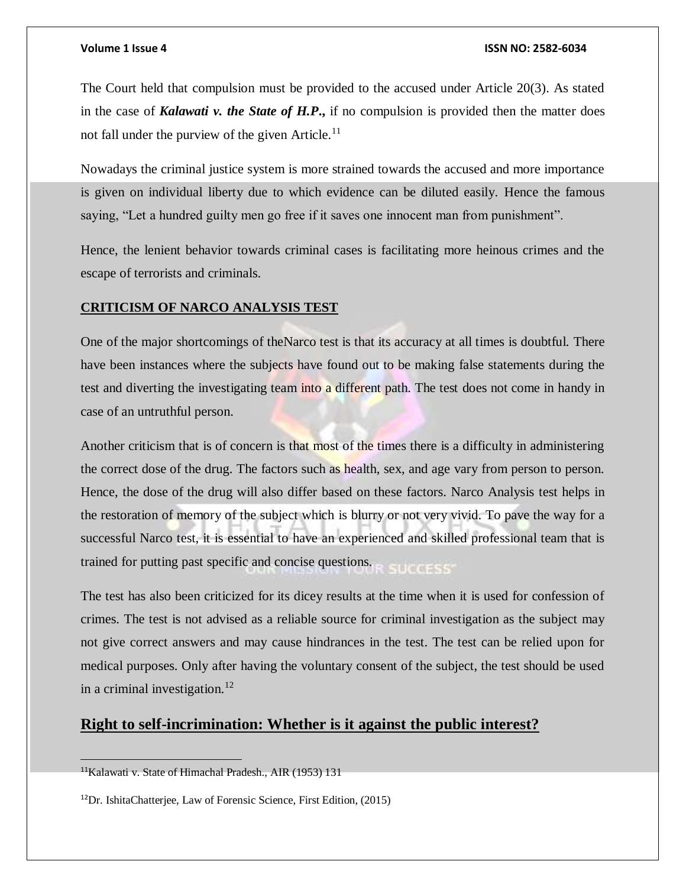The Court held that compulsion must be provided to the accused under Article 20(3). As stated in the case of ***Kalawati v. the State of H.P.*,** if no compulsion is provided then the matter does not fall under the purview of the given Article.[11]

Nowadays the criminal justice system is more strained towards the accused and more importance is given on individual liberty due to which evidence can be diluted easily. Hence the famous saying, "Let a hundred guilty men go free if it saves one innocent man from punishment".

Hence, the lenient behavior towards criminal cases is facilitating more heinous crimes and the escape of terrorists and criminals.

**CRITICISM OF NARCO ANALYSIS TEST**

One of the major shortcomings of theNarco test is that its accuracy at all times is doubtful. There have been instances where the subjects have found out to be making false statements during the test and diverting the investigating team into a different path. The test does not come in handy in case of an untruthful person.

Another criticism that is of concern is that most of the times there is a difficulty in administering the correct dose of the drug. The factors such as health, sex, and age vary from person to person. Hence, the dose of the drug will also differ based on these factors. Narco Analysis test helps in the restoration of memory of the subject which is blurry or not very vivid. To pave the way for a successful Narco test, it is essential to have an experienced and skilled professional team that is trained for putting past specific and concise questions.

The test has also been criticized for its dicey results at the time when it is used for confession of crimes. The test is not advised as a reliable source for criminal investigation as the subject may not give correct answers and may cause hindrances in the test. The test can be relied upon for medical purposes. Only after having the voluntary consent of the subject, the test should be used in a criminal investigation.[12]

## Right to self-incrimination: Whether is it against the public interest?

---

[11]Kalawati v. State of Himachal Pradesh., AIR (1953) 131

[12]Dr. IshitaChatterjee, Law of Forensic Science, First Edition, (2015)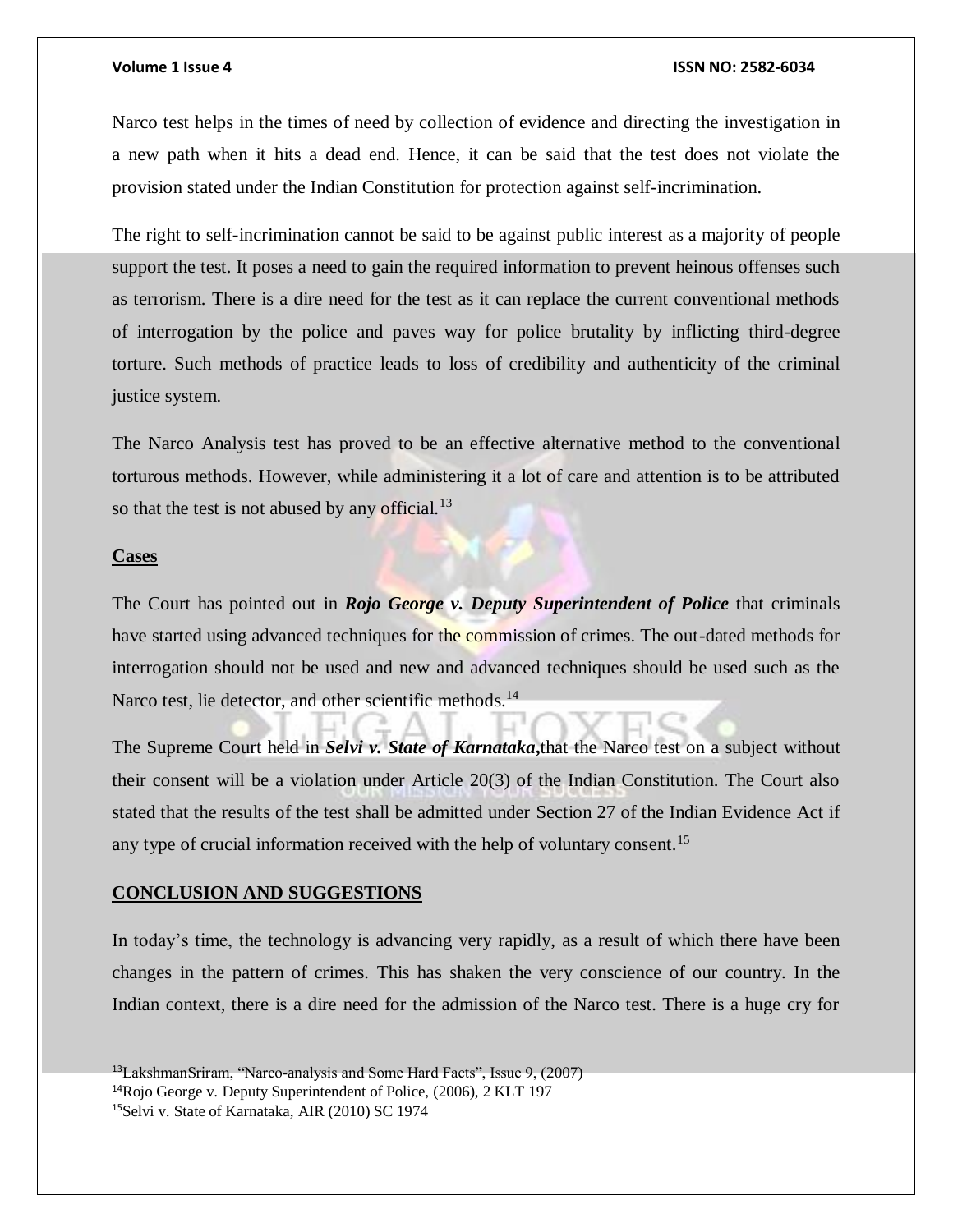Narco test helps in the times of need by collection of evidence and directing the investigation in a new path when it hits a dead end. Hence, it can be said that the test does not violate the provision stated under the Indian Constitution for protection against self-incrimination.

The right to self-incrimination cannot be said to be against public interest as a majority of people support the test. It poses a need to gain the required information to prevent heinous offenses such as terrorism. There is a dire need for the test as it can replace the current conventional methods of interrogation by the police and paves way for police brutality by inflicting third-degree torture. Such methods of practice leads to loss of credibility and authenticity of the criminal justice system.

The Narco Analysis test has proved to be an effective alternative method to the conventional torturous methods. However, while administering it a lot of care and attention is to be attributed so that the test is not abused by any official.[13]

**Cases**

The Court has pointed out in ***Rojo George v. Deputy Superintendent of Police*** that criminals have started using advanced techniques for the commission of crimes. The out-dated methods for interrogation should not be used and new and advanced techniques should be used such as the Narco test, lie detector, and other scientific methods.[14]

The Supreme Court held in ***Selvi v. State of Karnataka***,that the Narco test on a subject without their consent will be a violation under Article 20(3) of the Indian Constitution. The Court also stated that the results of the test shall be admitted under Section 27 of the Indian Evidence Act if any type of crucial information received with the help of voluntary consent.[15]

## CONCLUSION AND SUGGESTIONS

In today's time, the technology is advancing very rapidly, as a result of which there have been changes in the pattern of crimes. This has shaken the very conscience of our country. In the Indian context, there is a dire need for the admission of the Narco test. There is a huge cry for

---

[13] LakshmanSriram, "Narco-analysis and Some Hard Facts", Issue 9, (2007)

[14] Rojo George v. Deputy Superintendent of Police, (2006), 2 KLT 197

[15] Selvi v. State of Karnataka, AIR (2010) SC 1974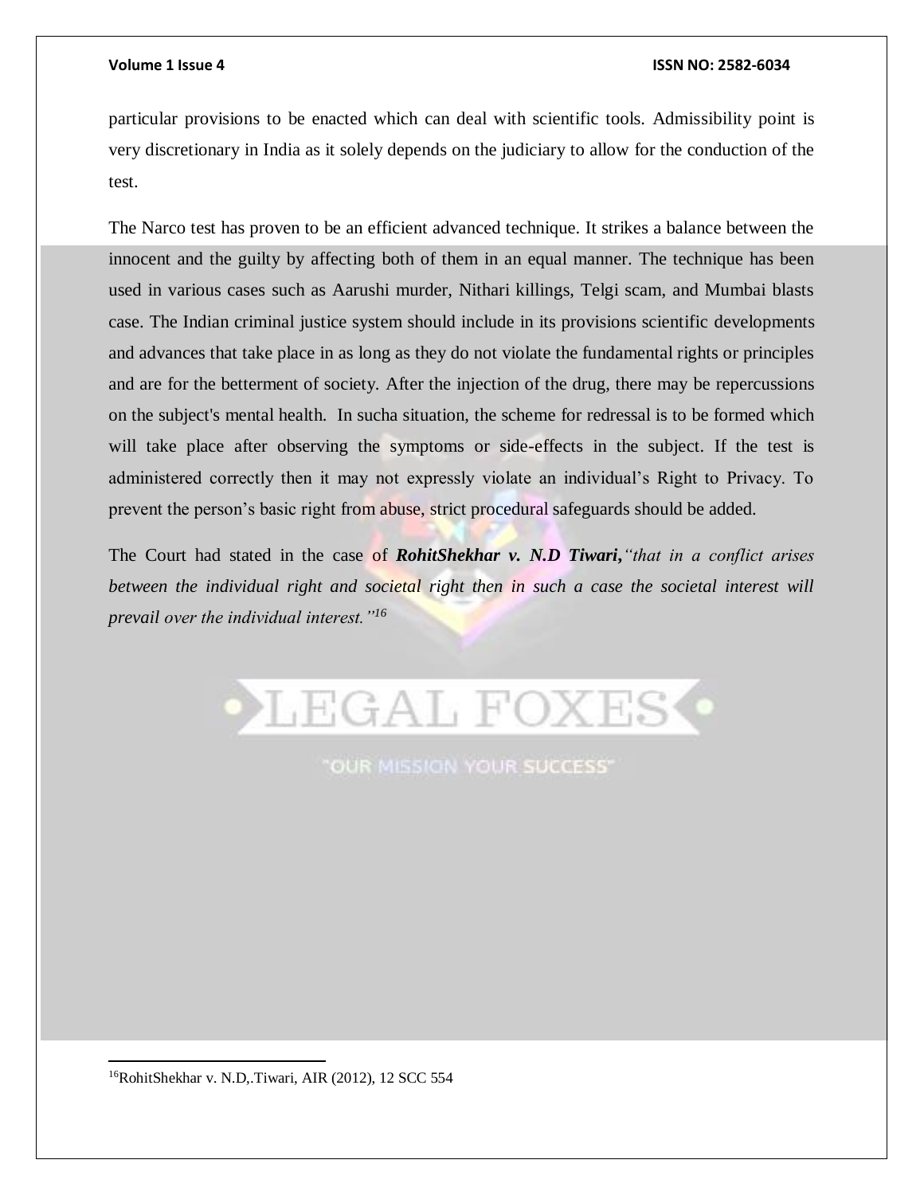particular provisions to be enacted which can deal with scientific tools. Admissibility point is very discretionary in India as it solely depends on the judiciary to allow for the conduction of the test.

The Narco test has proven to be an efficient advanced technique. It strikes a balance between the innocent and the guilty by affecting both of them in an equal manner. The technique has been used in various cases such as Aarushi murder, Nithari killings, Telgi scam, and Mumbai blasts case. The Indian criminal justice system should include in its provisions scientific developments and advances that take place in as long as they do not violate the fundamental rights or principles and are for the betterment of society. After the injection of the drug, there may be repercussions on the subject's mental health. In sucha situation, the scheme for redressal is to be formed which will take place after observing the symptoms or side-effects in the subject. If the test is administered correctly then it may not expressly violate an individual's Right to Privacy. To prevent the person's basic right from abuse, strict procedural safeguards should be added.

The Court had stated in the case of ***RohitShekhar v. N.D Tiwari,*** *"that in a conflict arises between the individual right and societal right then in such a case the societal interest will prevail over the individual interest."*[16]

---

[16] RohitShekhar v. N.D,.Tiwari, AIR (2012), 12 SCC 554